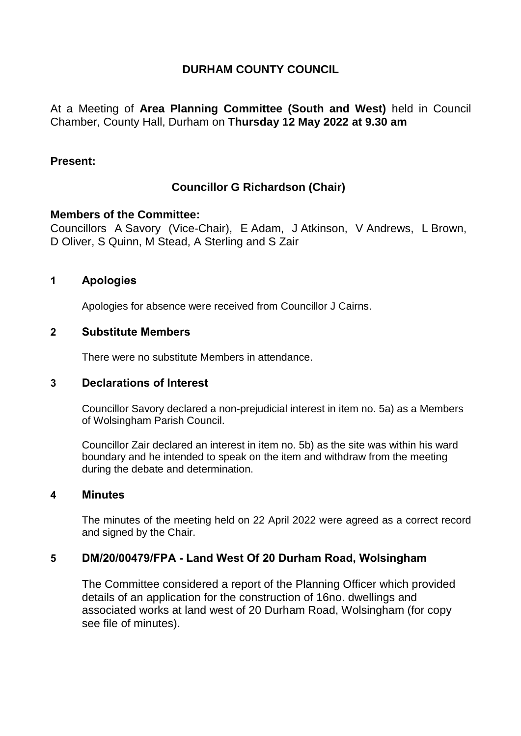# DURHAM COUNTY COUNCIL

At a Meeting of **Area Planning Committee (South and West)** held in Council Chamber, County Hall, Durham on **Thursday 12 May 2022 at 9.30 am**

## Present:

### Councillor G Richardson (Chair)

### Members of the Committee:

Councillors A Savory (Vice-Chair), E Adam, J Atkinson, V Andrews, L Brown, D Oliver, S Quinn, M Stead, A Sterling and S Zair

## 1 Apologies

Apologies for absence were received from Councillor J Cairns.

## 2 Substitute Members

There were no substitute Members in attendance.

## 3 Declarations of Interest

Councillor Savory declared a non-prejudicial interest in item no. 5a) as a Members of Wolsingham Parish Council.

Councillor Zair declared an interest in item no. 5b) as the site was within his ward boundary and he intended to speak on the item and withdraw from the meeting during the debate and determination.

## 4 Minutes

The minutes of the meeting held on 22 April 2022 were agreed as a correct record and signed by the Chair.

## 5 DM/20/00479/FPA - Land West Of 20 Durham Road, Wolsingham

The Committee considered a report of the Planning Officer which provided details of an application for the construction of 16no. dwellings and associated works at land west of 20 Durham Road, Wolsingham (for copy see file of minutes).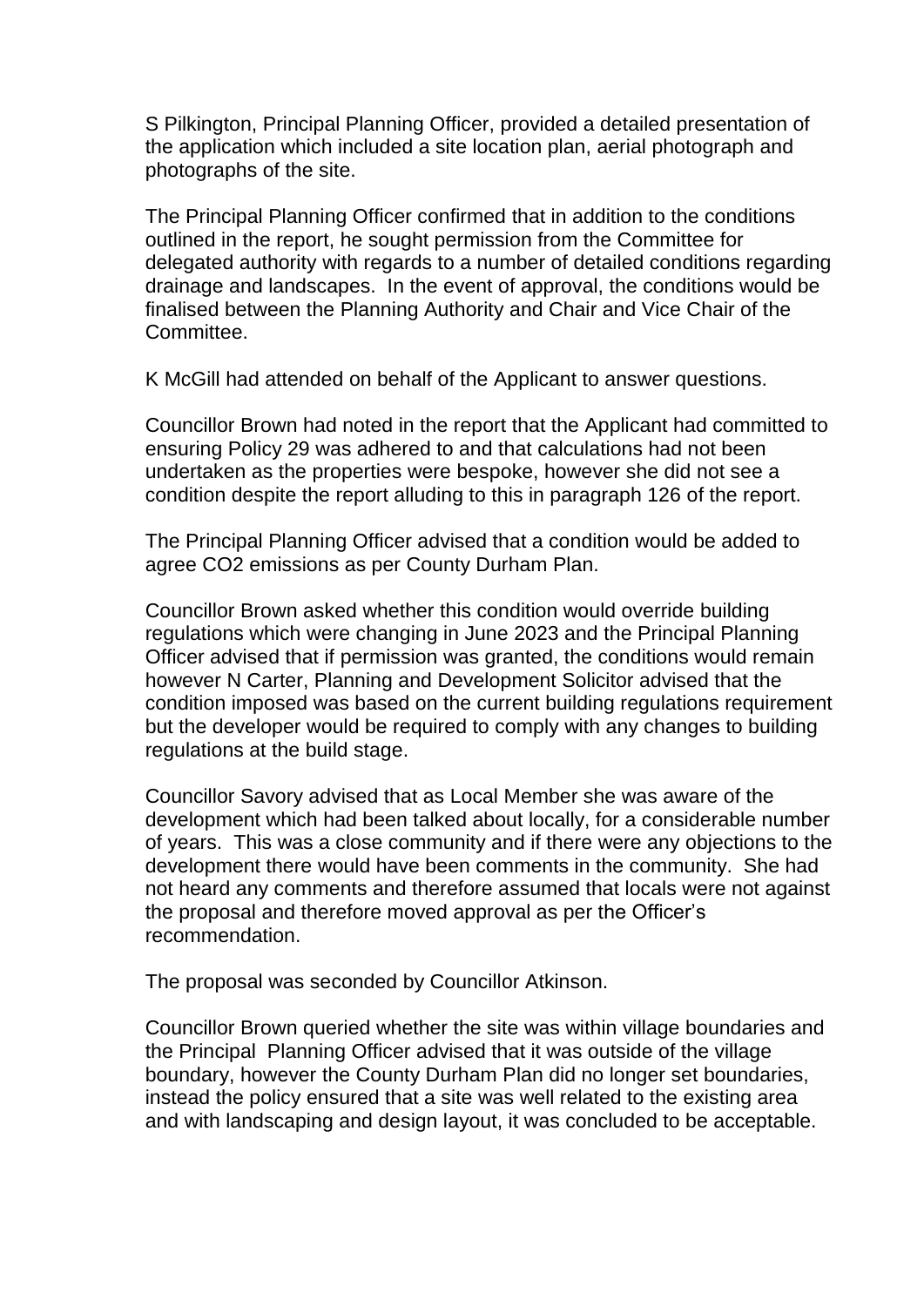S Pilkington, Principal Planning Officer, provided a detailed presentation of the application which included a site location plan, aerial photograph and photographs of the site.

The Principal Planning Officer confirmed that in addition to the conditions outlined in the report, he sought permission from the Committee for delegated authority with regards to a number of detailed conditions regarding drainage and landscapes. In the event of approval, the conditions would be finalised between the Planning Authority and Chair and Vice Chair of the Committee.

K McGill had attended on behalf of the Applicant to answer questions.

Councillor Brown had noted in the report that the Applicant had committed to ensuring Policy 29 was adhered to and that calculations had not been undertaken as the properties were bespoke, however she did not see a condition despite the report alluding to this in paragraph 126 of the report.

The Principal Planning Officer advised that a condition would be added to agree $CO_2$ emissions as per County Durham Plan.

Councillor Brown asked whether this condition would override building regulations which were changing in June 2023 and the Principal Planning Officer advised that if permission was granted, the conditions would remain however N Carter, Planning and Development Solicitor advised that the condition imposed was based on the current building regulations requirement but the developer would be required to comply with any changes to building regulations at the build stage.

Councillor Savory advised that as Local Member she was aware of the development which had been talked about locally, for a considerable number of years. This was a close community and if there were any objections to the development there would have been comments in the community. She had not heard any comments and therefore assumed that locals were not against the proposal and therefore moved approval as per the Officer's recommendation.

The proposal was seconded by Councillor Atkinson.

Councillor Brown queried whether the site was within village boundaries and the Principal Planning Officer advised that it was outside of the village boundary, however the County Durham Plan did no longer set boundaries, instead the policy ensured that a site was well related to the existing area and with landscaping and design layout, it was concluded to be acceptable.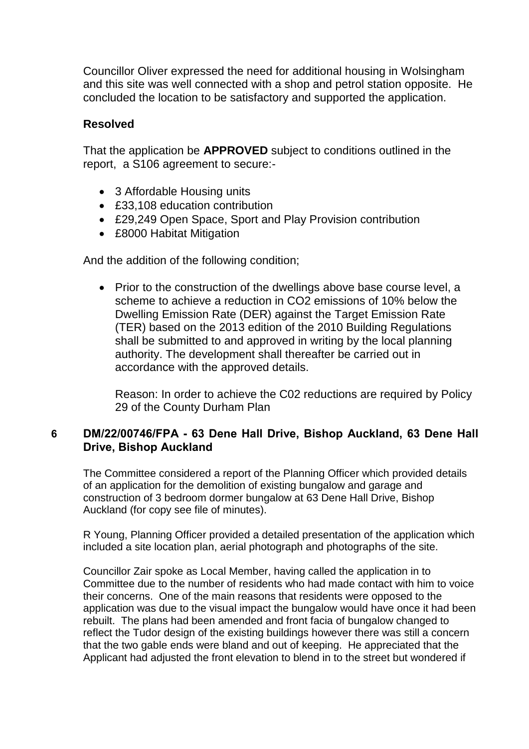Councillor Oliver expressed the need for additional housing in Wolsingham and this site was well connected with a shop and petrol station opposite. He concluded the location to be satisfactory and supported the application.

### Resolved

That the application be **APPROVED** subject to conditions outlined in the report, a S106 agreement to secure:-

- 3 Affordable Housing units
- £33,108 education contribution
- £29,249 Open Space, Sport and Play Provision contribution
- £8000 Habitat Mitigation

And the addition of the following condition;

- Prior to the construction of the dwellings above base course level, a scheme to achieve a reduction in CO2 emissions of 10% below the Dwelling Emission Rate (DER) against the Target Emission Rate (TER) based on the 2013 edition of the 2010 Building Regulations shall be submitted to and approved in writing by the local planning authority. The development shall thereafter be carried out in accordance with the approved details.

  Reason: In order to achieve the C02 reductions are required by Policy 29 of the County Durham Plan

## 6 DM/22/00746/FPA - 63 Dene Hall Drive, Bishop Auckland, 63 Dene Hall Drive, Bishop Auckland

The Committee considered a report of the Planning Officer which provided details of an application for the demolition of existing bungalow and garage and construction of 3 bedroom dormer bungalow at 63 Dene Hall Drive, Bishop Auckland (for copy see file of minutes).

R Young, Planning Officer provided a detailed presentation of the application which included a site location plan, aerial photograph and photographs of the site.

Councillor Zair spoke as Local Member, having called the application in to Committee due to the number of residents who had made contact with him to voice their concerns. One of the main reasons that residents were opposed to the application was due to the visual impact the bungalow would have once it had been rebuilt. The plans had been amended and front facia of bungalow changed to reflect the Tudor design of the existing buildings however there was still a concern that the two gable ends were bland and out of keeping. He appreciated that the Applicant had adjusted the front elevation to blend in to the street but wondered if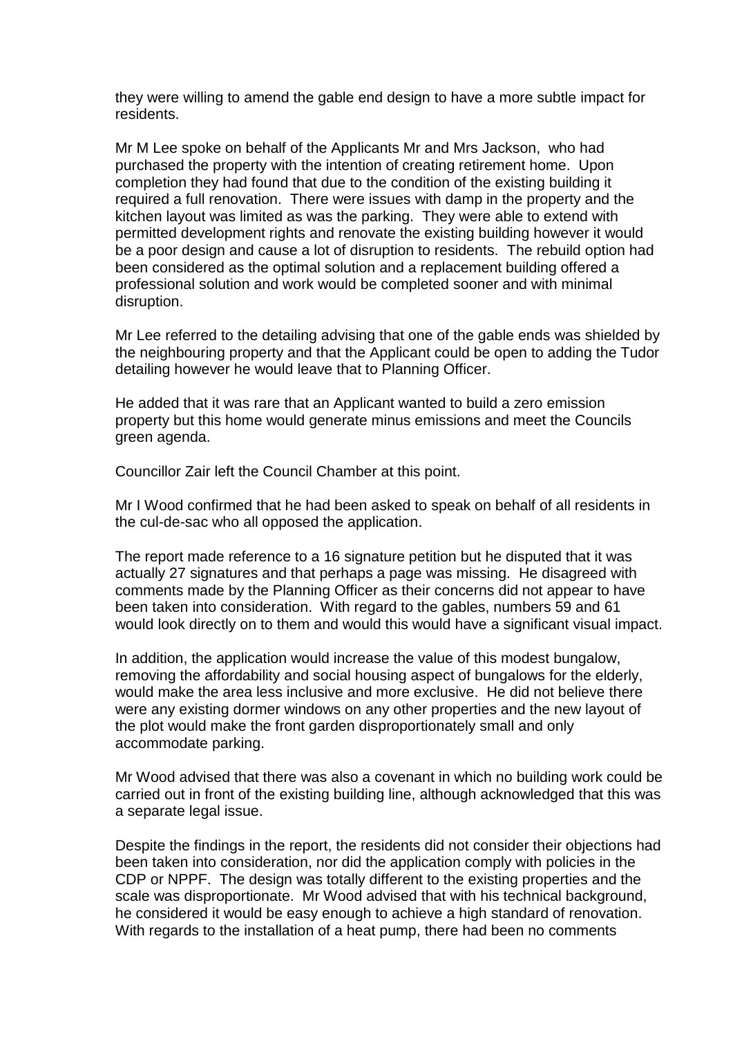they were willing to amend the gable end design to have a more subtle impact for residents.

Mr M Lee spoke on behalf of the Applicants Mr and Mrs Jackson, who had purchased the property with the intention of creating retirement home. Upon completion they had found that due to the condition of the existing building it required a full renovation. There were issues with damp in the property and the kitchen layout was limited as was the parking. They were able to extend with permitted development rights and renovate the existing building however it would be a poor design and cause a lot of disruption to residents. The rebuild option had been considered as the optimal solution and a replacement building offered a professional solution and work would be completed sooner and with minimal disruption.

Mr Lee referred to the detailing advising that one of the gable ends was shielded by the neighbouring property and that the Applicant could be open to adding the Tudor detailing however he would leave that to Planning Officer.

He added that it was rare that an Applicant wanted to build a zero emission property but this home would generate minus emissions and meet the Councils green agenda.

Councillor Zair left the Council Chamber at this point.

Mr I Wood confirmed that he had been asked to speak on behalf of all residents in the cul-de-sac who all opposed the application.

The report made reference to a 16 signature petition but he disputed that it was actually 27 signatures and that perhaps a page was missing. He disagreed with comments made by the Planning Officer as their concerns did not appear to have been taken into consideration. With regard to the gables, numbers 59 and 61 would look directly on to them and would this would have a significant visual impact.

In addition, the application would increase the value of this modest bungalow, removing the affordability and social housing aspect of bungalows for the elderly, would make the area less inclusive and more exclusive. He did not believe there were any existing dormer windows on any other properties and the new layout of the plot would make the front garden disproportionately small and only accommodate parking.

Mr Wood advised that there was also a covenant in which no building work could be carried out in front of the existing building line, although acknowledged that this was a separate legal issue.

Despite the findings in the report, the residents did not consider their objections had been taken into consideration, nor did the application comply with policies in the CDP or NPPF. The design was totally different to the existing properties and the scale was disproportionate. Mr Wood advised that with his technical background, he considered it would be easy enough to achieve a high standard of renovation. With regards to the installation of a heat pump, there had been no comments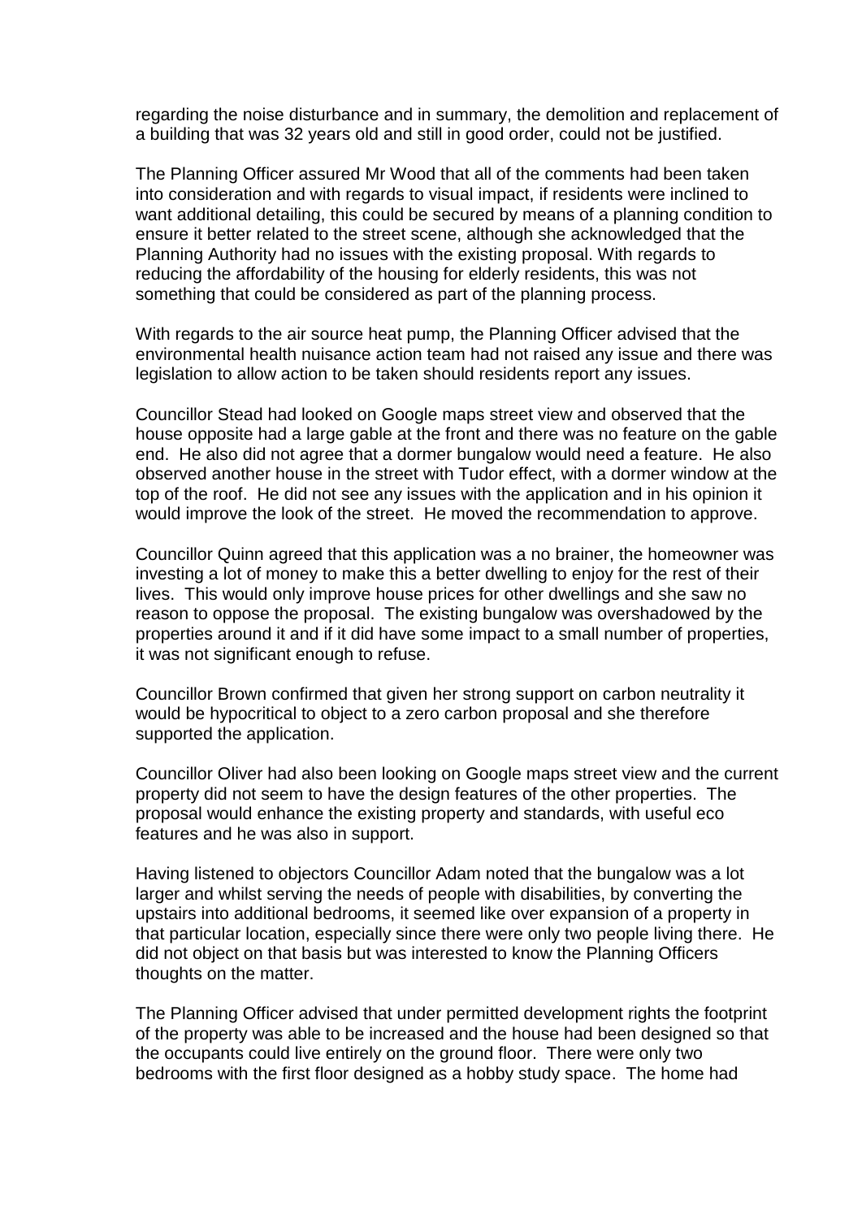regarding the noise disturbance and in summary, the demolition and replacement of a building that was 32 years old and still in good order, could not be justified.

The Planning Officer assured Mr Wood that all of the comments had been taken into consideration and with regards to visual impact, if residents were inclined to want additional detailing, this could be secured by means of a planning condition to ensure it better related to the street scene, although she acknowledged that the Planning Authority had no issues with the existing proposal. With regards to reducing the affordability of the housing for elderly residents, this was not something that could be considered as part of the planning process.

With regards to the air source heat pump, the Planning Officer advised that the environmental health nuisance action team had not raised any issue and there was legislation to allow action to be taken should residents report any issues.

Councillor Stead had looked on Google maps street view and observed that the house opposite had a large gable at the front and there was no feature on the gable end. He also did not agree that a dormer bungalow would need a feature. He also observed another house in the street with Tudor effect, with a dormer window at the top of the roof. He did not see any issues with the application and in his opinion it would improve the look of the street. He moved the recommendation to approve.

Councillor Quinn agreed that this application was a no brainer, the homeowner was investing a lot of money to make this a better dwelling to enjoy for the rest of their lives. This would only improve house prices for other dwellings and she saw no reason to oppose the proposal. The existing bungalow was overshadowed by the properties around it and if it did have some impact to a small number of properties, it was not significant enough to refuse.

Councillor Brown confirmed that given her strong support on carbon neutrality it would be hypocritical to object to a zero carbon proposal and she therefore supported the application.

Councillor Oliver had also been looking on Google maps street view and the current property did not seem to have the design features of the other properties. The proposal would enhance the existing property and standards, with useful eco features and he was also in support.

Having listened to objectors Councillor Adam noted that the bungalow was a lot larger and whilst serving the needs of people with disabilities, by converting the upstairs into additional bedrooms, it seemed like over expansion of a property in that particular location, especially since there were only two people living there. He did not object on that basis but was interested to know the Planning Officers thoughts on the matter.

The Planning Officer advised that under permitted development rights the footprint of the property was able to be increased and the house had been designed so that the occupants could live entirely on the ground floor. There were only two bedrooms with the first floor designed as a hobby study space. The home had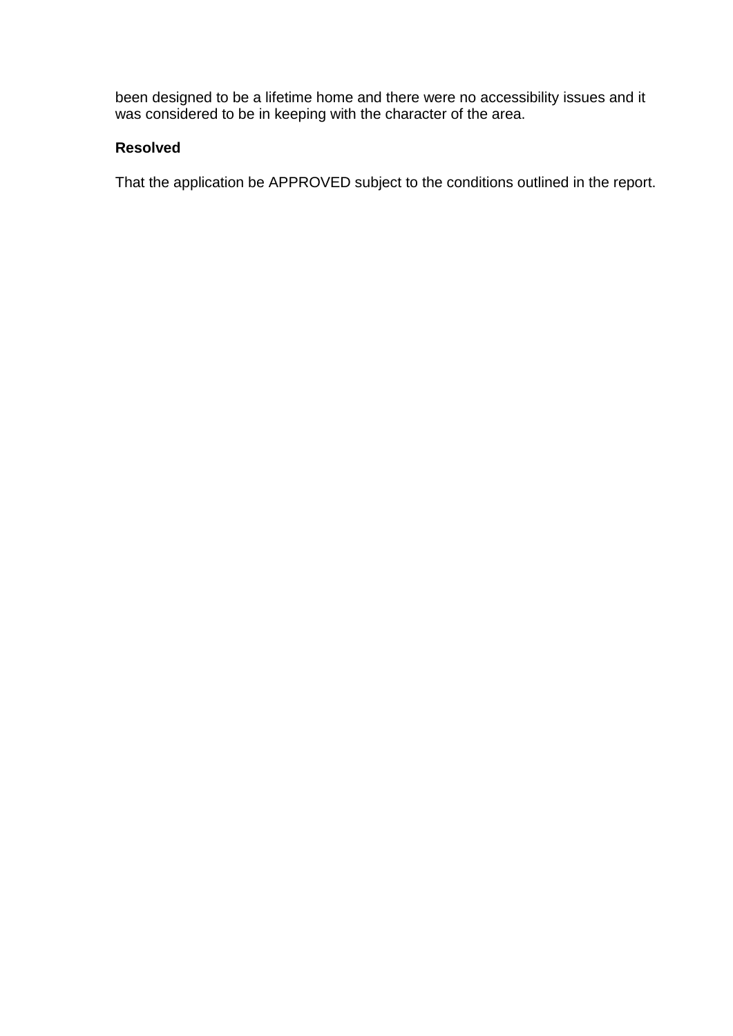been designed to be a lifetime home and there were no accessibility issues and it was considered to be in keeping with the character of the area.

**Resolved**

That the application be APPROVED subject to the conditions outlined in the report.